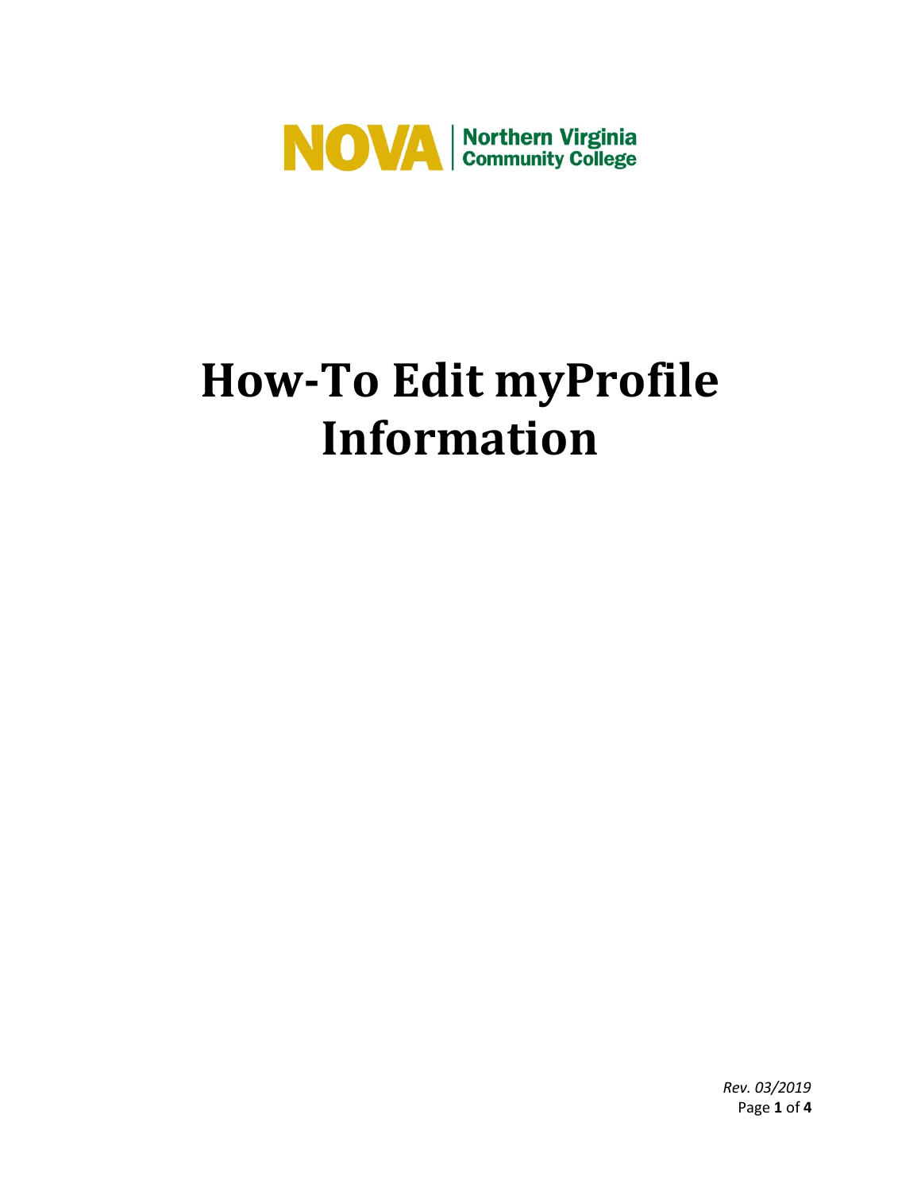NOVA | Northern Virginia Community College

# How-To Edit myProfile Information

*Rev. 03/2019*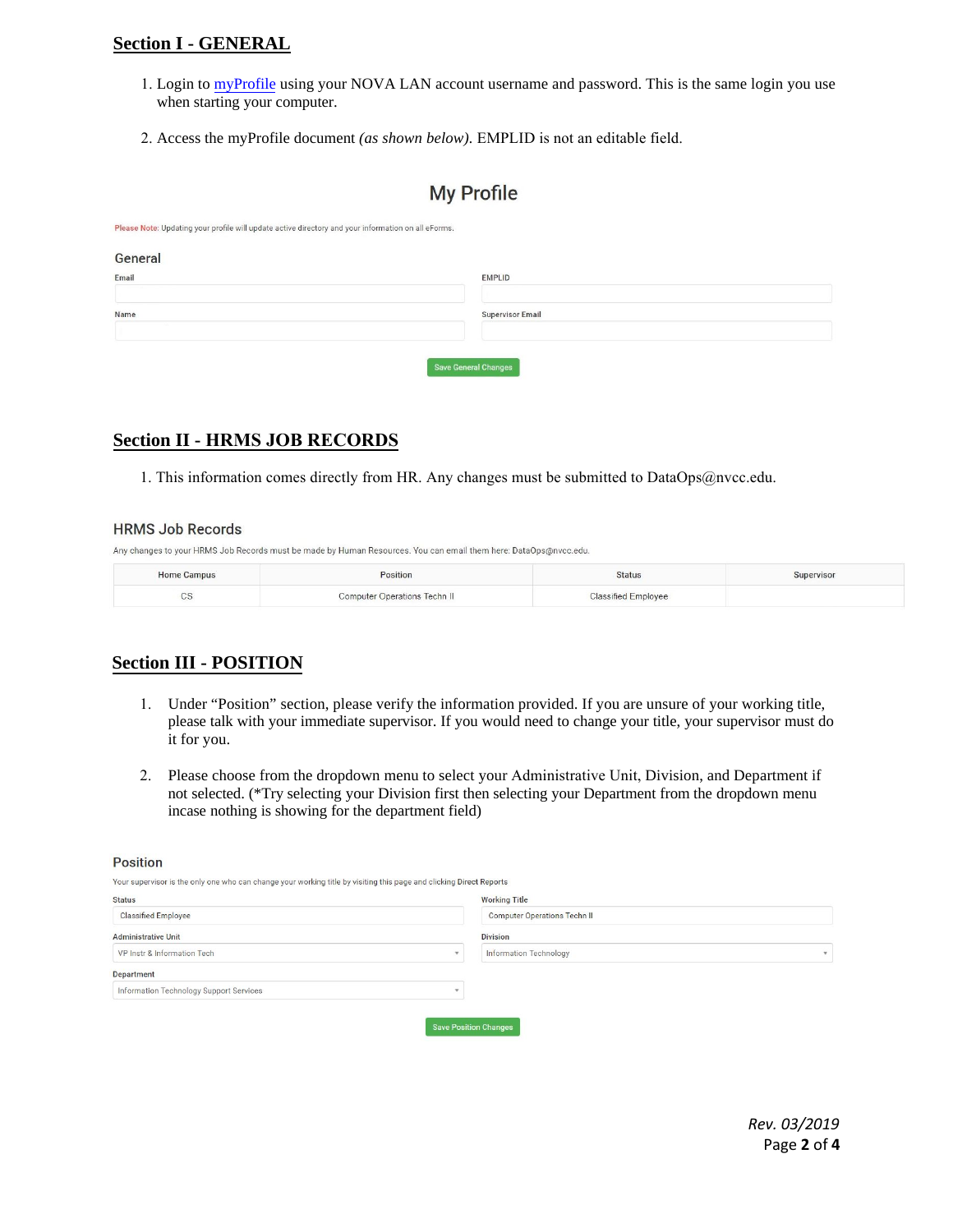## Section I - GENERAL

1. Login to myProfile using your NOVA LAN account username and password. This is the same login you use when starting your computer.

2. Access the myProfile document *(as shown below)*. EMPLID is not an editable field.

### My Profile

Please Note: Updating your profile will update active directory and your information on all eForms.

#### General

Email

EMPLID

Name

Supervisor Email

Save General Changes

## Section II - HRMS JOB RECORDS

1. This information comes directly from HR. Any changes must be submitted to DataOps@nvcc.edu.

#### HRMS Job Records

Any changes to your HRMS Job Records must be made by Human Resources. You can email them here: DataOps@nvcc.edu.

| Home Campus | Position | Status | Supervisor |
|---|---|---|---|
| CS | Computer Operations Techn II | Classified Employee | |

## Section III - POSITION

1. Under "Position" section, please verify the information provided. If you are unsure of your working title, please talk with your immediate supervisor. If you would need to change your title, your supervisor must do it for you.

2. Please choose from the dropdown menu to select your Administrative Unit, Division, and Department if not selected. (*Try selecting your Division first then selecting your Department from the dropdown menu incase nothing is showing for the department field)

#### Position

Your supervisor is the only one who can change your working title by visiting this page and clicking Direct Reports

Status: Classified Employee

Working Title: Computer Operations Techn II

Administrative Unit: VP Instr & Information Tech

Division: Information Technology

Department: Information Technology Support Services

Save Position Changes

*Rev. 03/2019*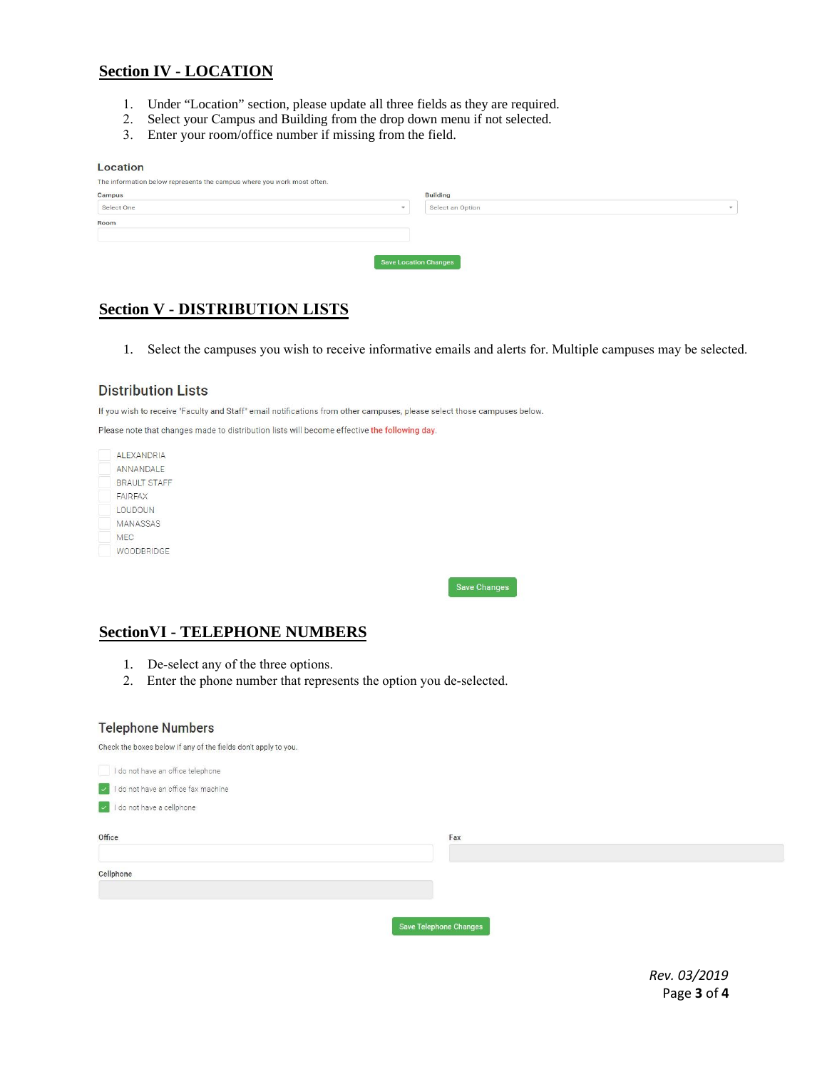## Section IV - LOCATION

1. Under "Location" section, please update all three fields as they are required.
2. Select your Campus and Building from the drop down menu if not selected.
3. Enter your room/office number if missing from the field.

### Location

The information below represents the campus where you work most often.

Campus: Select One

Building: Select an Option

Room:

Save Location Changes

## Section V - DISTRIBUTION LISTS

1. Select the campuses you wish to receive informative emails and alerts for. Multiple campuses may be selected.

### Distribution Lists

If you wish to receive 'Faculty and Staff' email notifications from other campuses, please select those campuses below.

Please note that changes made to distribution lists will become effective the following day.

- [ ] ALEXANDRIA
- [ ] ANNANDALE
- [ ] BRAULT STAFF
- [ ] FAIRFAX
- [ ] LOUDOUN
- [ ] MANASSAS
- [ ] MEC
- [ ] WOODBRIDGE

Save Changes

## SectionVI - TELEPHONE NUMBERS

1. De-select any of the three options.
2. Enter the phone number that represents the option you de-selected.

### Telephone Numbers

Check the boxes below if any of the fields don't apply to you.

- [ ] I do not have an office telephone
- [x] I do not have an office fax machine
- [x] I do not have a cellphone

Office:

Fax:

Cellphone:

Save Telephone Changes

*Rev. 03/2019*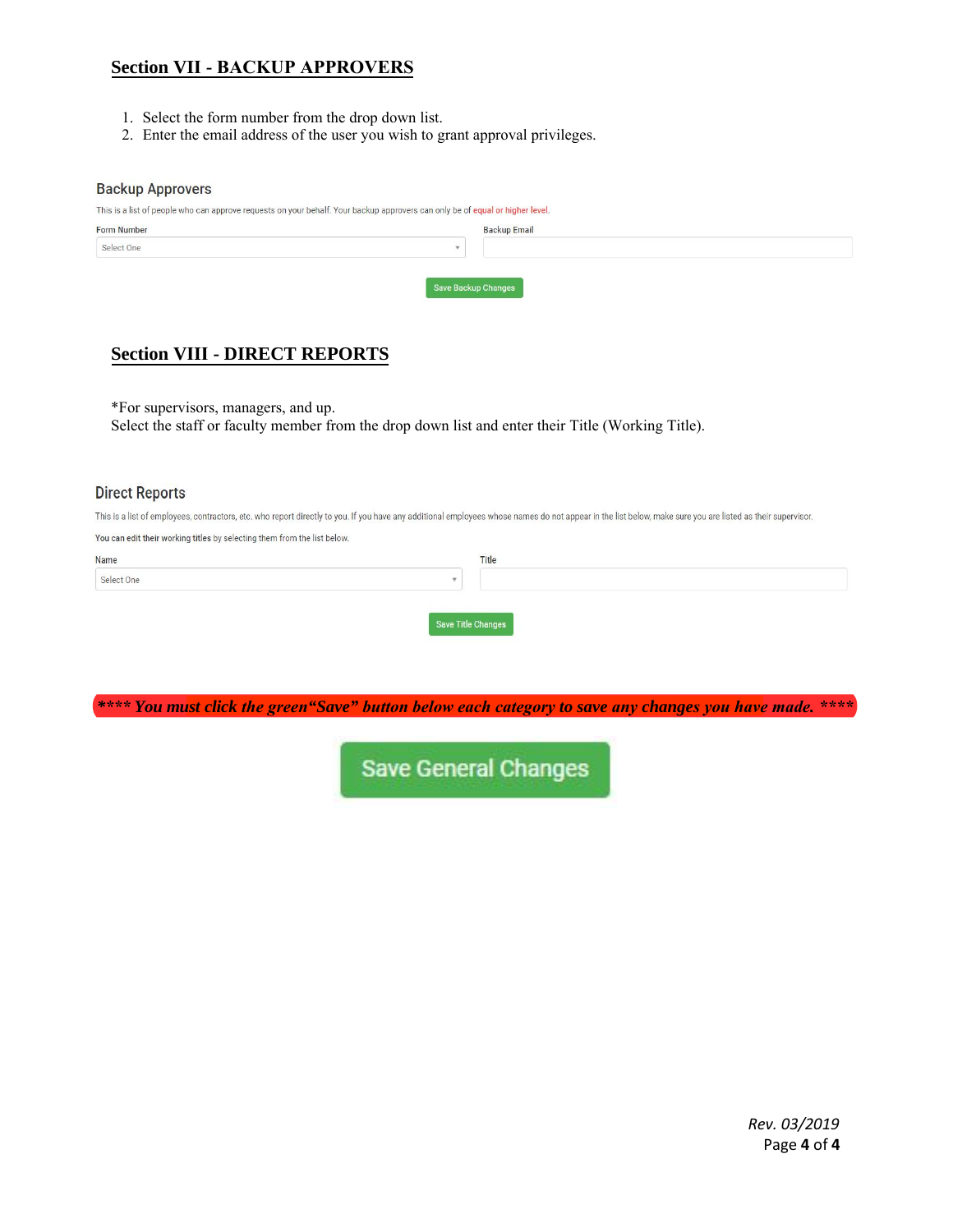## Section VII - BACKUP APPROVERS

1. Select the form number from the drop down list.
2. Enter the email address of the user you wish to grant approval privileges.

### Backup Approvers

This is a list of people who can approve requests on your behalf. Your backup approvers can only be of equal or higher level.

Form Number

Select One

Backup Email

Save Backup Changes

## Section VIII - DIRECT REPORTS

*For supervisors, managers, and up.
Select the staff or faculty member from the drop down list and enter their Title (Working Title).

### Direct Reports

This is a list of employees, contractors, etc. who report directly to you. If you have any additional employees whose names do not appear in the list below, make sure you are listed as their supervisor.

You can edit their working titles by selecting them from the list below.

Name

Select One

Title

Save Title Changes

***\*\*\*\* You must click the green"Save" button below each category to save any changes you have made. \*\*\*\****

Save General Changes

Rev. 03/2019